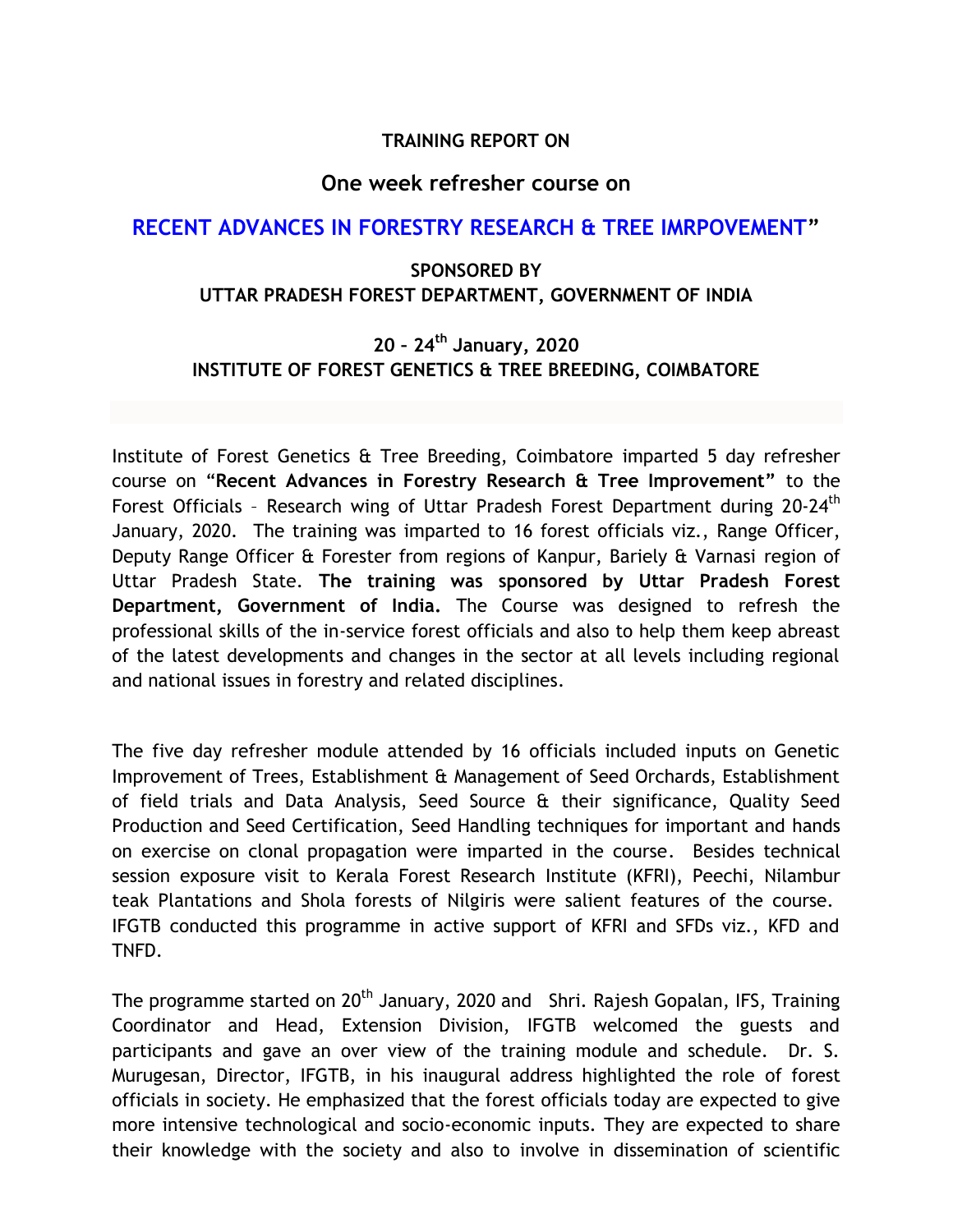**TRAINING REPORT ON**

## One week refresher course on

# RECENT ADVANCES IN FORESTRY RESEARCH & TREE IMRPOVEMENT"

**SPONSORED BY**
**UTTAR PRADESH FOREST DEPARTMENT, GOVERNMENT OF INDIA**

**20 – 24th January, 2020**
**INSTITUTE OF FOREST GENETICS & TREE BREEDING, COIMBATORE**

Institute of Forest Genetics & Tree Breeding, Coimbatore imparted 5 day refresher course on "**Recent Advances in Forestry Research & Tree Improvement"** to the Forest Officials – Research wing of Uttar Pradesh Forest Department during 20-24th January, 2020. The training was imparted to 16 forest officials viz., Range Officer, Deputy Range Officer & Forester from regions of Kanpur, Bariely & Varnasi region of Uttar Pradesh State. **The training was sponsored by Uttar Pradesh Forest Department, Government of India.** The Course was designed to refresh the professional skills of the in-service forest officials and also to help them keep abreast of the latest developments and changes in the sector at all levels including regional and national issues in forestry and related disciplines.

The five day refresher module attended by 16 officials included inputs on Genetic Improvement of Trees, Establishment & Management of Seed Orchards, Establishment of field trials and Data Analysis, Seed Source & their significance, Quality Seed Production and Seed Certification, Seed Handling techniques for important and hands on exercise on clonal propagation were imparted in the course. Besides technical session exposure visit to Kerala Forest Research Institute (KFRI), Peechi, Nilambur teak Plantations and Shola forests of Nilgiris were salient features of the course. IFGTB conducted this programme in active support of KFRI and SFDs viz., KFD and TNFD.

The programme started on 20th January, 2020 and Shri. Rajesh Gopalan, IFS, Training Coordinator and Head, Extension Division, IFGTB welcomed the guests and participants and gave an over view of the training module and schedule. Dr. S. Murugesan, Director, IFGTB, in his inaugural address highlighted the role of forest officials in society. He emphasized that the forest officials today are expected to give more intensive technological and socio-economic inputs. They are expected to share their knowledge with the society and also to involve in dissemination of scientific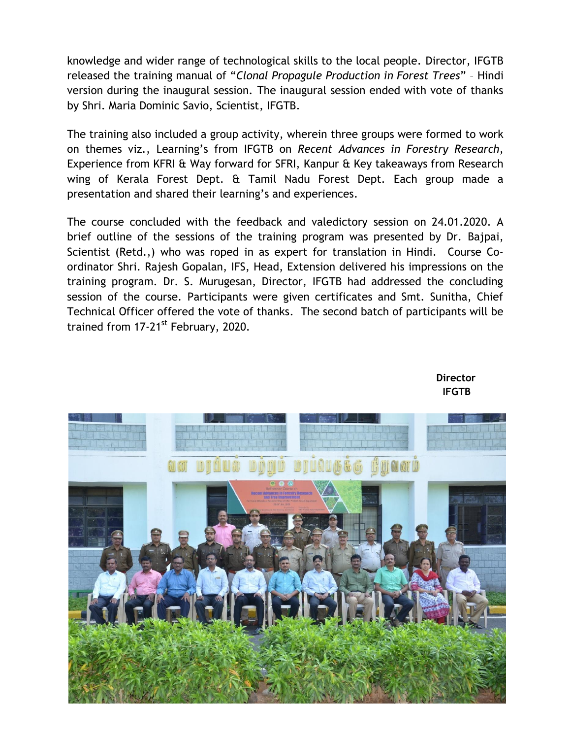knowledge and wider range of technological skills to the local people. Director, IFGTB released the training manual of "*Clonal Propagule Production in Forest Trees*" – Hindi version during the inaugural session. The inaugural session ended with vote of thanks by Shri. Maria Dominic Savio, Scientist, IFGTB.

The training also included a group activity, wherein three groups were formed to work on themes viz., Learning's from IFGTB on *Recent Advances in Forestry Research*, Experience from KFRI & Way forward for SFRI, Kanpur & Key takeaways from Research wing of Kerala Forest Dept. & Tamil Nadu Forest Dept. Each group made a presentation and shared their learning's and experiences.

The course concluded with the feedback and valedictory session on 24.01.2020. A brief outline of the sessions of the training program was presented by Dr. Bajpai, Scientist (Retd.,) who was roped in as expert for translation in Hindi. Course Co-ordinator Shri. Rajesh Gopalan, IFS, Head, Extension delivered his impressions on the training program. Dr. S. Murugesan, Director, IFGTB had addressed the concluding session of the course. Participants were given certificates and Smt. Sunitha, Chief Technical Officer offered the vote of thanks. The second batch of participants will be trained from 17-21st February, 2020.

**Director**
**IFGTB**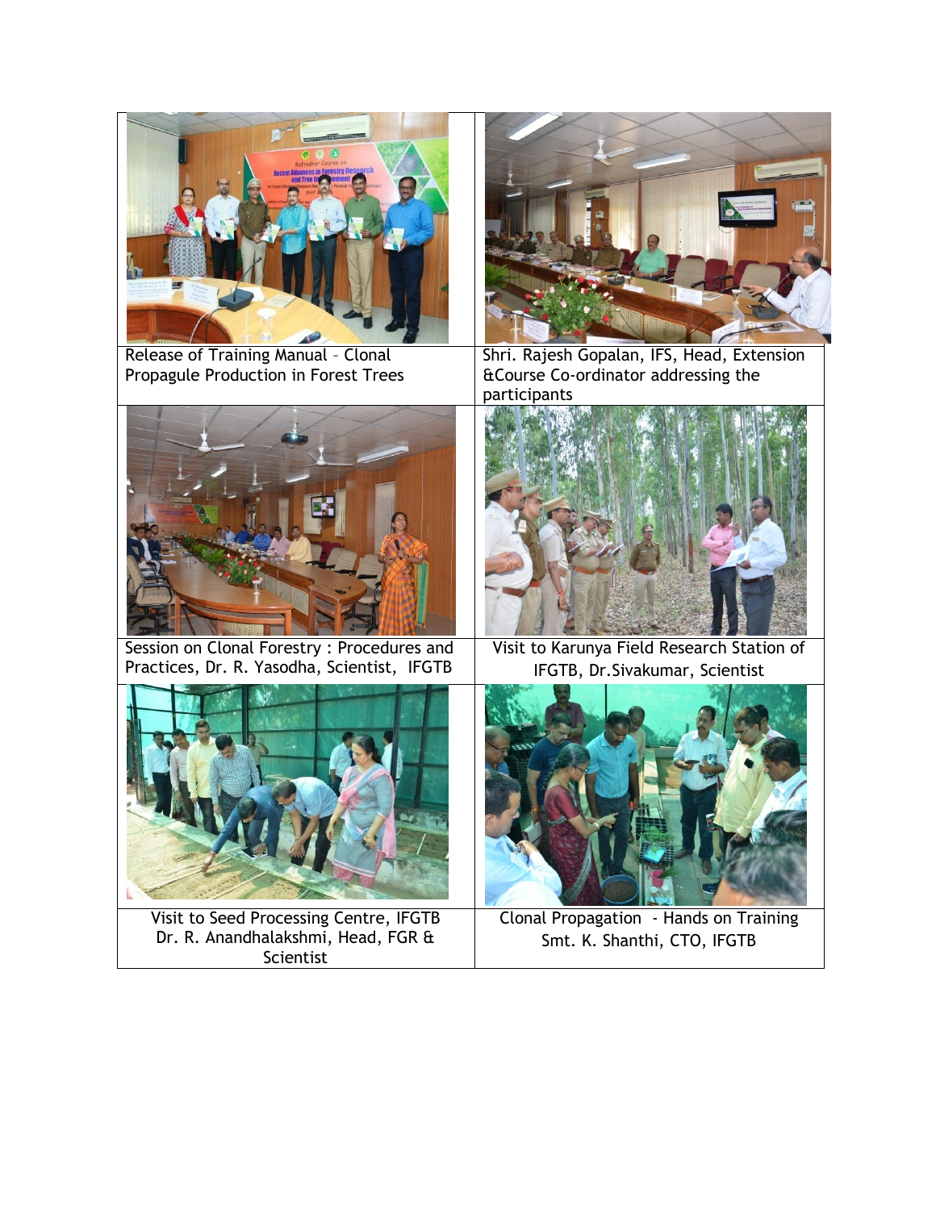| Release of Training Manual – Clonal Propagule Production in Forest Trees | Shri. Rajesh Gopalan, IFS, Head, Extension &Course Co-ordinator addressing the participants |
| --- | --- |
| Session on Clonal Forestry : Procedures and Practices, Dr. R. Yasodha, Scientist, IFGTB | Visit to Karunya Field Research Station of IFGTB, Dr.Sivakumar, Scientist |
| Visit to Seed Processing Centre, IFGTB Dr. R. Anandhalakshmi, Head, FGR & Scientist | Clonal Propagation - Hands on Training Smt. K. Shanthi, CTO, IFGTB |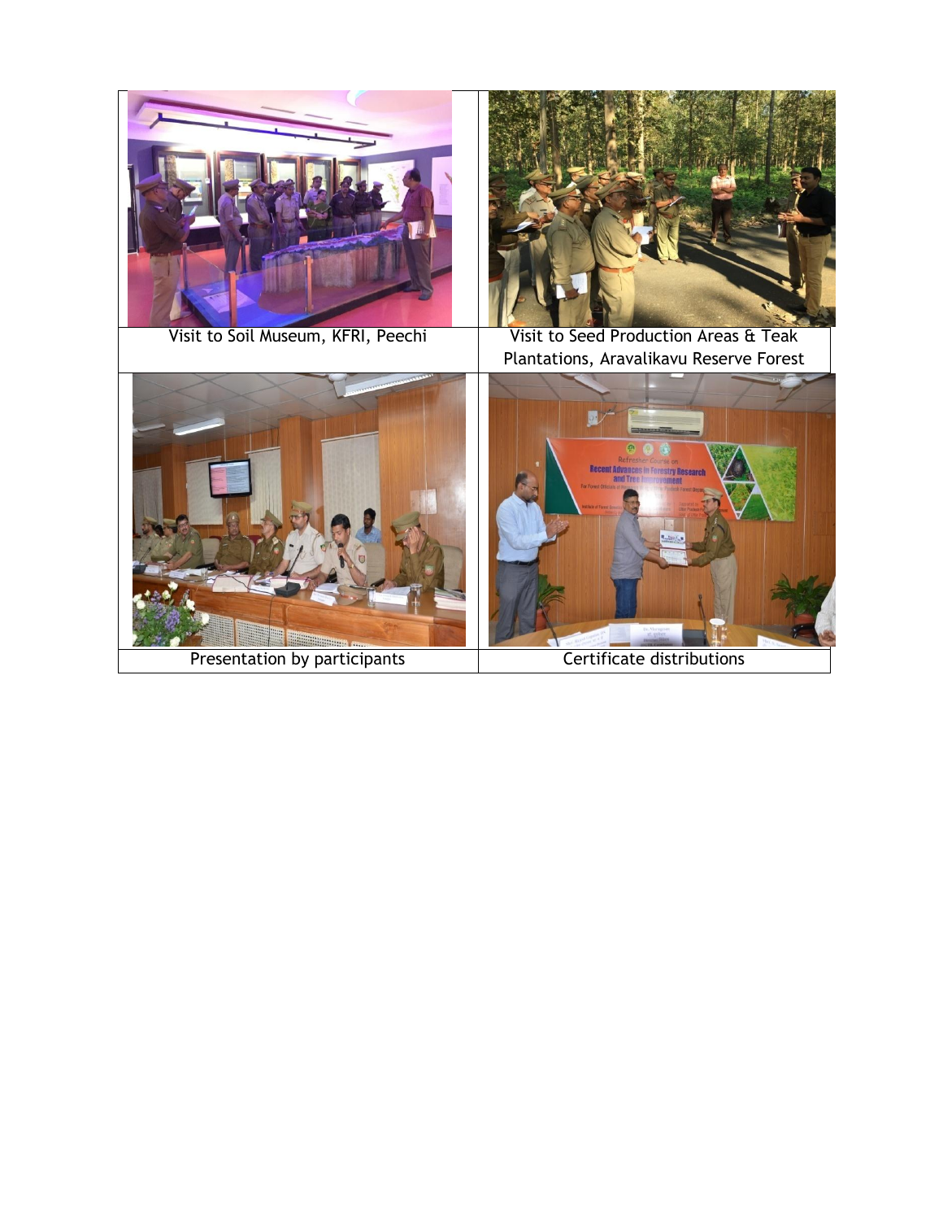| | |
|---|---|
| Visit to Soil Museum, KFRI, Peechi | Visit to Seed Production Areas & Teak Plantations, Aravalikavu Reserve Forest |
| Presentation by participants | Certificate distributions |